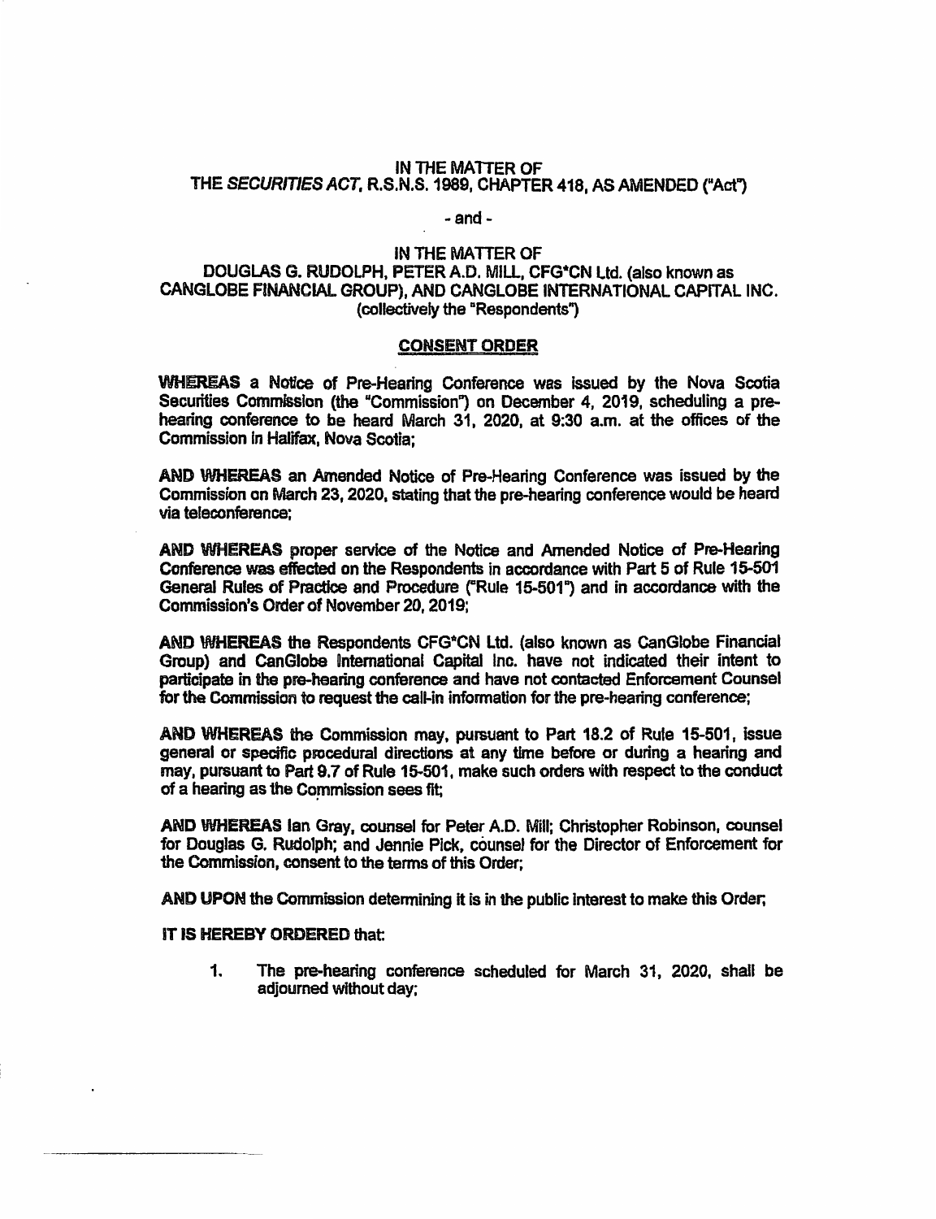IN THE MATTER OF
THE *SECURITIES ACT*, R.S.N.S. 1989, CHAPTER 418, AS AMENDED ("Act")

- and -

IN THE MATTER OF
DOUGLAS G. RUDOLPH, PETER A.D. MILL, CFG*CN Ltd. (also known as CANGLOBE FINANCIAL GROUP), AND CANGLOBE INTERNATIONAL CAPITAL INC.
(collectively the "Respondents")

## CONSENT ORDER

**WHEREAS** a Notice of Pre-Hearing Conference was issued by the Nova Scotia Securities Commission (the "Commission") on December 4, 2019, scheduling a pre-hearing conference to be heard March 31, 2020, at 9:30 a.m. at the offices of the Commission in Halifax, Nova Scotia;

**AND WHEREAS** an Amended Notice of Pre-Hearing Conference was issued by the Commission on March 23, 2020, stating that the pre-hearing conference would be heard via teleconference;

**AND WHEREAS** proper service of the Notice and Amended Notice of Pre-Hearing Conference was effected on the Respondents in accordance with Part 5 of Rule 15-501 General Rules of Practice and Procedure ("Rule 15-501") and in accordance with the Commission's Order of November 20, 2019;

**AND WHEREAS** the Respondents CFG*CN Ltd. (also known as CanGlobe Financial Group) and CanGlobe International Capital Inc. have not indicated their intent to participate in the pre-hearing conference and have not contacted Enforcement Counsel for the Commission to request the call-in information for the pre-hearing conference;

**AND WHEREAS** the Commission may, pursuant to Part 18.2 of Rule 15-501, issue general or specific procedural directions at any time before or during a hearing and may, pursuant to Part 9.7 of Rule 15-501, make such orders with respect to the conduct of a hearing as the Commission sees fit;

**AND WHEREAS** Ian Gray, counsel for Peter A.D. Mill; Christopher Robinson, counsel for Douglas G. Rudolph; and Jennie Pick, counsel for the Director of Enforcement for the Commission, consent to the terms of this Order;

**AND UPON** the Commission determining it is in the public interest to make this Order;

**IT IS HEREBY ORDERED** that:

1. The pre-hearing conference scheduled for March 31, 2020, shall be adjourned without day;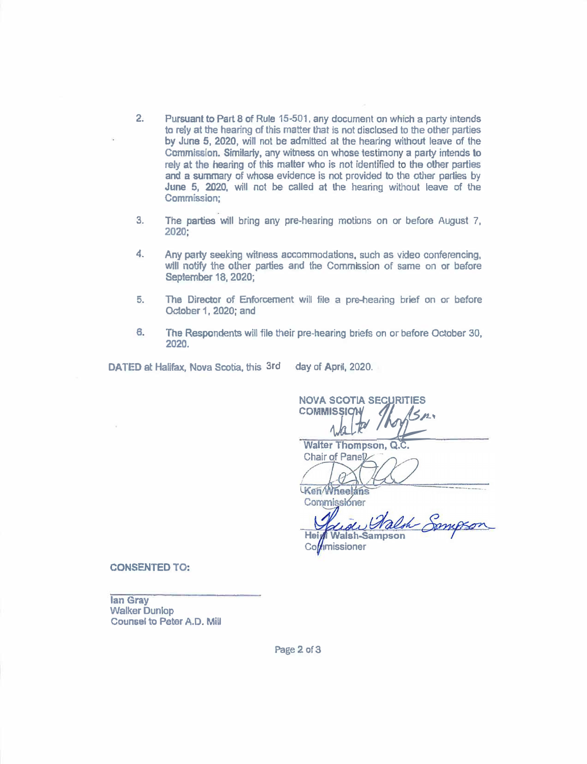2. Pursuant to Part 8 of Rule 15-501, any document on which a party intends to rely at the hearing of this matter that is not disclosed to the other parties by June 5, 2020, will not be admitted at the hearing without leave of the Commission. Similarly, any witness on whose testimony a party intends to rely at the hearing of this matter who is not identified to the other parties and a summary of whose evidence is not provided to the other parties by June 5, 2020, will not be called at the hearing without leave of the Commission;

3. The parties will bring any pre-hearing motions on or before August 7, 2020;

4. Any party seeking witness accommodations, such as video conferencing, will notify the other parties and the Commission of same on or before September 18, 2020;

5. The Director of Enforcement will file a pre-hearing brief on or before October 1, 2020; and

6. The Respondents will file their pre-hearing briefs on or before October 30, 2020.

DATED at Halifax, Nova Scotia, this 3rd day of April, 2020.

NOVA SCOTIA SECURITIES COMMISSION

Walter Thompson, Q.C.
Chair of Panel

Ken Wheelans
Commissioner

Heidi Walsh-Sampson
Commissioner

**CONSENTED TO:**

Ian Gray
Walker Dunlop
Counsel to Peter A.D. Mill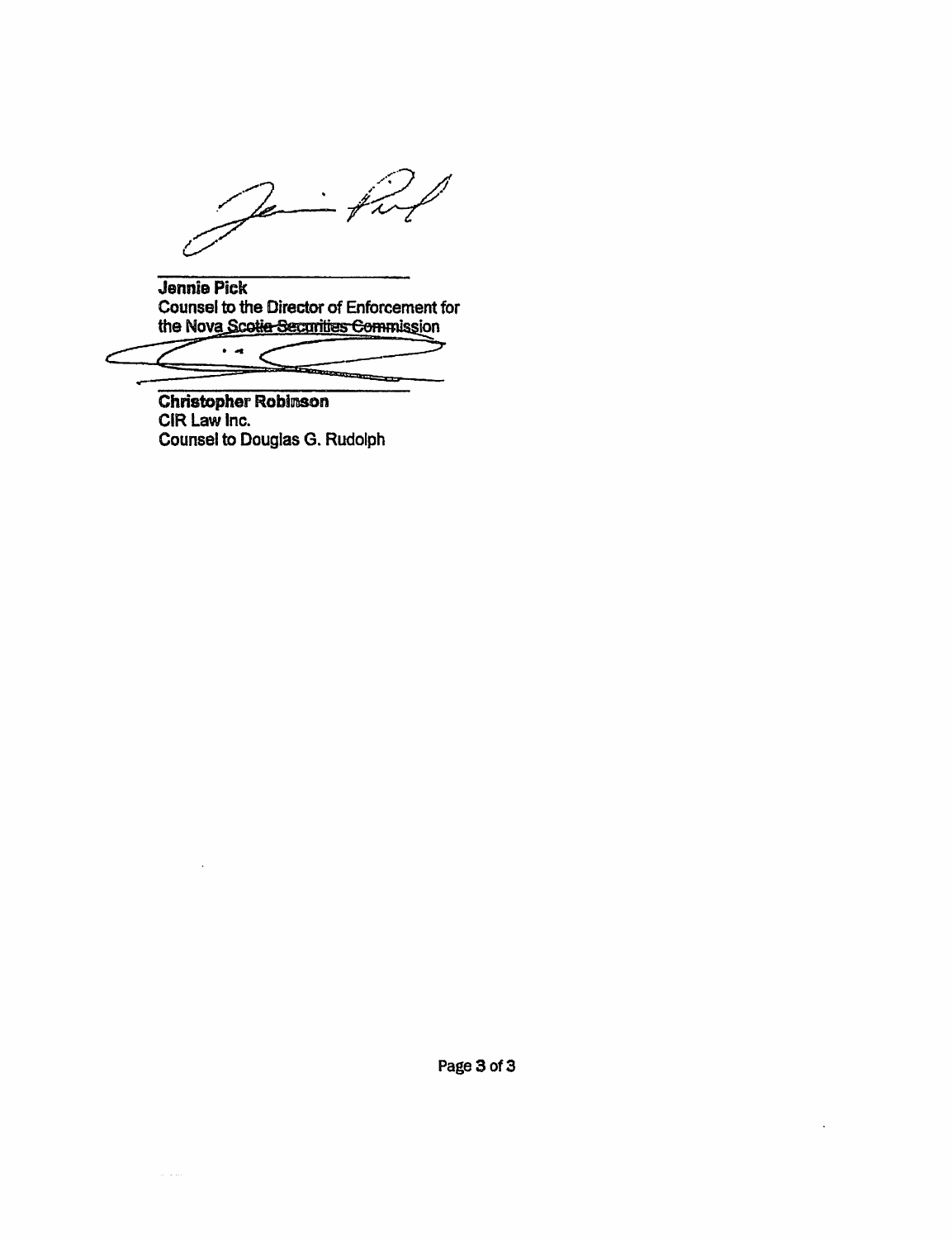**Jennie Pick**
Counsel to the Director of Enforcement for
the Nova Scotia Securities Commission

**Christopher Robinson**
CIR Law Inc.
Counsel to Douglas G. Rudolph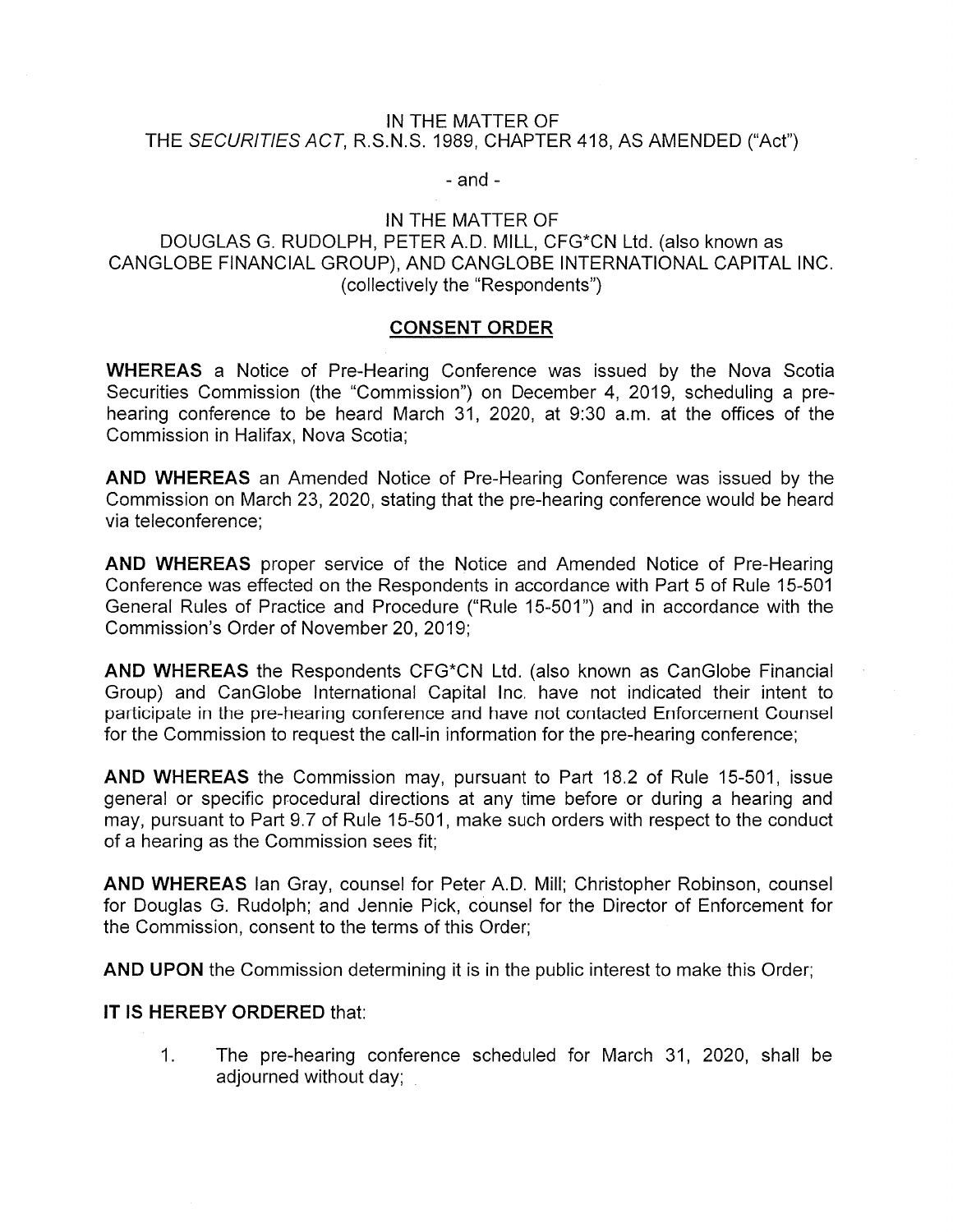IN THE MATTER OF
THE *SECURITIES ACT*, R.S.N.S. 1989, CHAPTER 418, AS AMENDED ("Act")

- and -

IN THE MATTER OF
DOUGLAS G. RUDOLPH, PETER A.D. MILL, CFG*CN Ltd. (also known as CANGLOBE FINANCIAL GROUP), AND CANGLOBE INTERNATIONAL CAPITAL INC. (collectively the "Respondents")

## CONSENT ORDER

**WHEREAS** a Notice of Pre-Hearing Conference was issued by the Nova Scotia Securities Commission (the "Commission") on December 4, 2019, scheduling a pre-hearing conference to be heard March 31, 2020, at 9:30 a.m. at the offices of the Commission in Halifax, Nova Scotia;

**AND WHEREAS** an Amended Notice of Pre-Hearing Conference was issued by the Commission on March 23, 2020, stating that the pre-hearing conference would be heard via teleconference;

**AND WHEREAS** proper service of the Notice and Amended Notice of Pre-Hearing Conference was effected on the Respondents in accordance with Part 5 of Rule 15-501 General Rules of Practice and Procedure ("Rule 15-501") and in accordance with the Commission's Order of November 20, 2019;

**AND WHEREAS** the Respondents CFG*CN Ltd. (also known as CanGlobe Financial Group) and CanGlobe International Capital Inc. have not indicated their intent to participate in the pre-hearing conference and have not contacted Enforcement Counsel for the Commission to request the call-in information for the pre-hearing conference;

**AND WHEREAS** the Commission may, pursuant to Part 18.2 of Rule 15-501, issue general or specific procedural directions at any time before or during a hearing and may, pursuant to Part 9.7 of Rule 15-501, make such orders with respect to the conduct of a hearing as the Commission sees fit;

**AND WHEREAS** Ian Gray, counsel for Peter A.D. Mill; Christopher Robinson, counsel for Douglas G. Rudolph; and Jennie Pick, counsel for the Director of Enforcement for the Commission, consent to the terms of this Order;

**AND UPON** the Commission determining it is in the public interest to make this Order;

**IT IS HEREBY ORDERED** that:

1. The pre-hearing conference scheduled for March 31, 2020, shall be adjourned without day;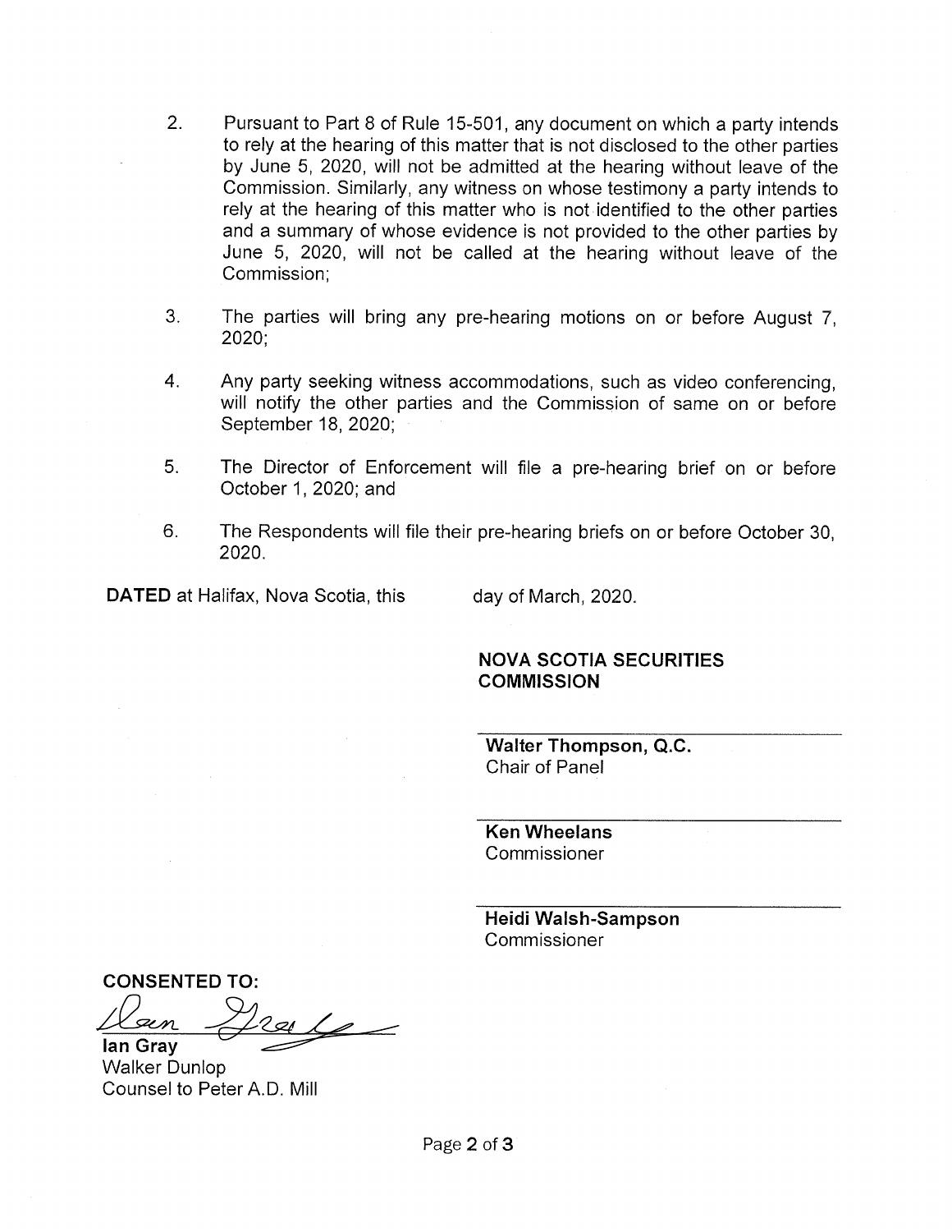2. Pursuant to Part 8 of Rule 15-501, any document on which a party intends to rely at the hearing of this matter that is not disclosed to the other parties by June 5, 2020, will not be admitted at the hearing without leave of the Commission. Similarly, any witness on whose testimony a party intends to rely at the hearing of this matter who is not identified to the other parties and a summary of whose evidence is not provided to the other parties by June 5, 2020, will not be called at the hearing without leave of the Commission;

3. The parties will bring any pre-hearing motions on or before August 7, 2020;

4. Any party seeking witness accommodations, such as video conferencing, will notify the other parties and the Commission of same on or before September 18, 2020;

5. The Director of Enforcement will file a pre-hearing brief on or before October 1, 2020; and

6. The Respondents will file their pre-hearing briefs on or before October 30, 2020.

**DATED** at Halifax, Nova Scotia, this day of March, 2020.

**NOVA SCOTIA SECURITIES COMMISSION**

**Walter Thompson, Q.C.**
Chair of Panel

**Ken Wheelans**
Commissioner

**Heidi Walsh-Sampson**
Commissioner

**CONSENTED TO:**

**Ian Gray**
Walker Dunlop
Counsel to Peter A.D. Mill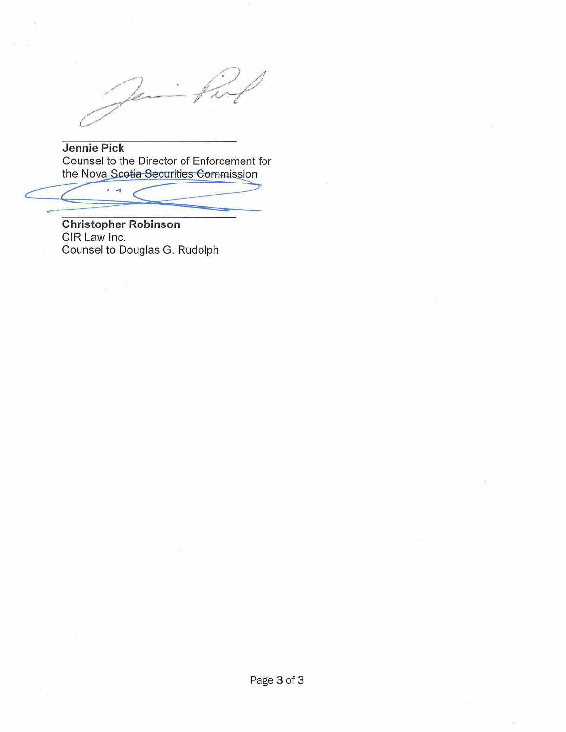**Jennie Pick**
Counsel to the Director of Enforcement for the Nova Scotia Securities Commission

**Christopher Robinson**
CIR Law Inc.
Counsel to Douglas G. Rudolph